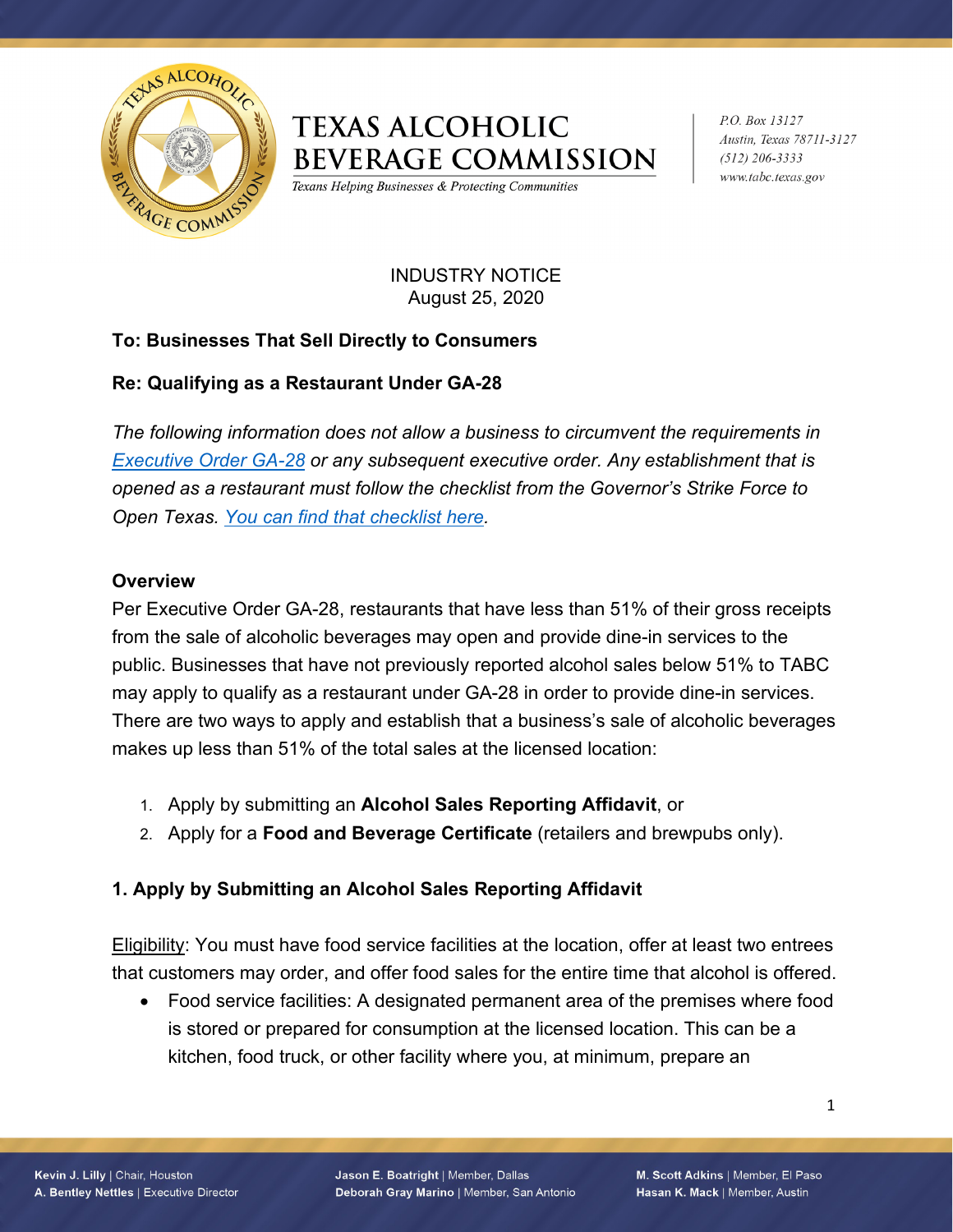# TEXAS ALCOHOLIC BEVERAGE COMMISSION

*Texans Helping Businesses & Protecting Communities*

*P.O. Box 13127*
*Austin, Texas 78711-3127*
*(512) 206-3333*
*www.tabc.texas.gov*

INDUSTRY NOTICE
August 25, 2020

**To: Businesses That Sell Directly to Consumers**

**Re: Qualifying as a Restaurant Under GA-28**

*The following information does not allow a business to circumvent the requirements in [Executive Order GA-28](#) or any subsequent executive order. Any establishment that is opened as a restaurant must follow the checklist from the Governor's Strike Force to Open Texas. [You can find that checklist here](#).*

**Overview**

Per Executive Order GA-28, restaurants that have less than 51% of their gross receipts from the sale of alcoholic beverages may open and provide dine-in services to the public. Businesses that have not previously reported alcohol sales below 51% to TABC may apply to qualify as a restaurant under GA-28 in order to provide dine-in services. There are two ways to apply and establish that a business's sale of alcoholic beverages makes up less than 51% of the total sales at the licensed location:

1. Apply by submitting an **Alcohol Sales Reporting Affidavit**, or
2. Apply for a **Food and Beverage Certificate** (retailers and brewpubs only).

**1. Apply by Submitting an Alcohol Sales Reporting Affidavit**

Eligibility: You must have food service facilities at the location, offer at least two entrees that customers may order, and offer food sales for the entire time that alcohol is offered.

- Food service facilities: A designated permanent area of the premises where food is stored or prepared for consumption at the licensed location. This can be a kitchen, food truck, or other facility where you, at minimum, prepare an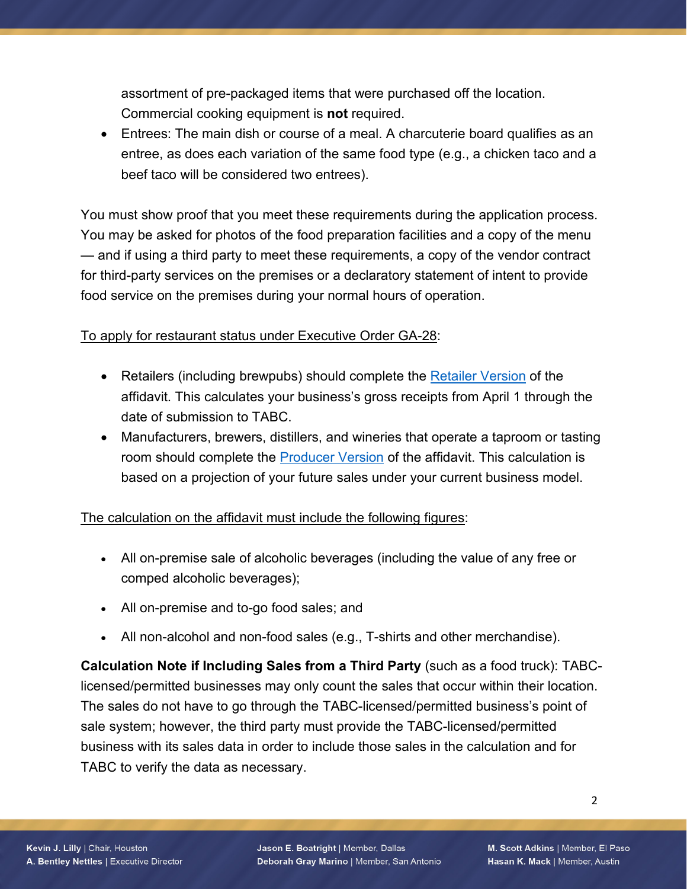assortment of pre-packaged items that were purchased off the location. Commercial cooking equipment is **not** required.

- Entrees: The main dish or course of a meal. A charcuterie board qualifies as an entree, as does each variation of the same food type (e.g., a chicken taco and a beef taco will be considered two entrees).

You must show proof that you meet these requirements during the application process. You may be asked for photos of the food preparation facilities and a copy of the menu — and if using a third party to meet these requirements, a copy of the vendor contract for third-party services on the premises or a declaratory statement of intent to provide food service on the premises during your normal hours of operation.

<u>To apply for restaurant status under Executive Order GA-28</u>:

- Retailers (including brewpubs) should complete the [Retailer Version] of the affidavit. This calculates your business's gross receipts from April 1 through the date of submission to TABC.
- Manufacturers, brewers, distillers, and wineries that operate a taproom or tasting room should complete the [Producer Version] of the affidavit. This calculation is based on a projection of your future sales under your current business model.

<u>The calculation on the affidavit must include the following figures</u>:

- All on-premise sale of alcoholic beverages (including the value of any free or comped alcoholic beverages);
- All on-premise and to-go food sales; and
- All non-alcohol and non-food sales (e.g., T-shirts and other merchandise).

**Calculation Note if Including Sales from a Third Party** (such as a food truck): TABC-licensed/permitted businesses may only count the sales that occur within their location. The sales do not have to go through the TABC-licensed/permitted business's point of sale system; however, the third party must provide the TABC-licensed/permitted business with its sales data in order to include those sales in the calculation and for TABC to verify the data as necessary.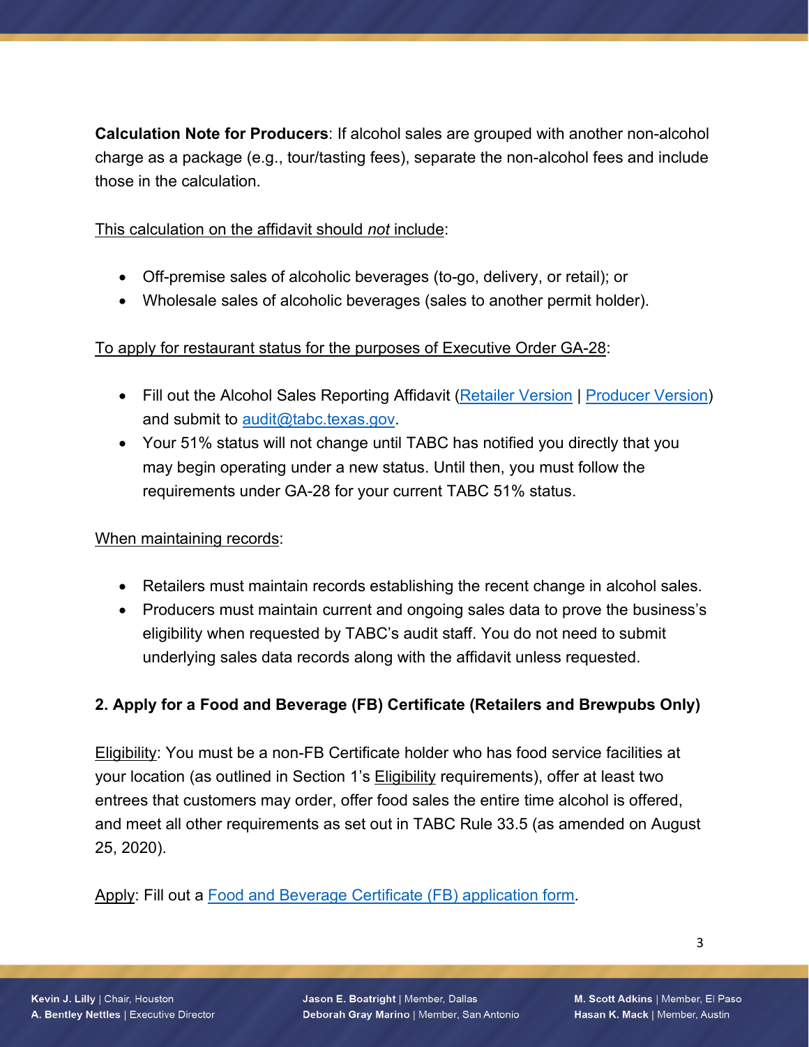**Calculation Note for Producers**: If alcohol sales are grouped with another non-alcohol charge as a package (e.g., tour/tasting fees), separate the non-alcohol fees and include those in the calculation.

<u>This calculation on the affidavit should *not* include</u>:

- Off-premise sales of alcoholic beverages (to-go, delivery, or retail); or
- Wholesale sales of alcoholic beverages (sales to another permit holder).

<u>To apply for restaurant status for the purposes of Executive Order GA-28</u>:

- Fill out the Alcohol Sales Reporting Affidavit (Retailer Version | Producer Version) and submit to audit@tabc.texas.gov.
- Your 51% status will not change until TABC has notified you directly that you may begin operating under a new status. Until then, you must follow the requirements under GA-28 for your current TABC 51% status.

<u>When maintaining records</u>:

- Retailers must maintain records establishing the recent change in alcohol sales.
- Producers must maintain current and ongoing sales data to prove the business's eligibility when requested by TABC's audit staff. You do not need to submit underlying sales data records along with the affidavit unless requested.

**2. Apply for a Food and Beverage (FB) Certificate (Retailers and Brewpubs Only)**

<u>Eligibility</u>: You must be a non-FB Certificate holder who has food service facilities at your location (as outlined in Section 1's <u>Eligibility</u> requirements), offer at least two entrees that customers may order, offer food sales the entire time alcohol is offered, and meet all other requirements as set out in TABC Rule 33.5 (as amended on August 25, 2020).

<u>Apply</u>: Fill out a Food and Beverage Certificate (FB) application form.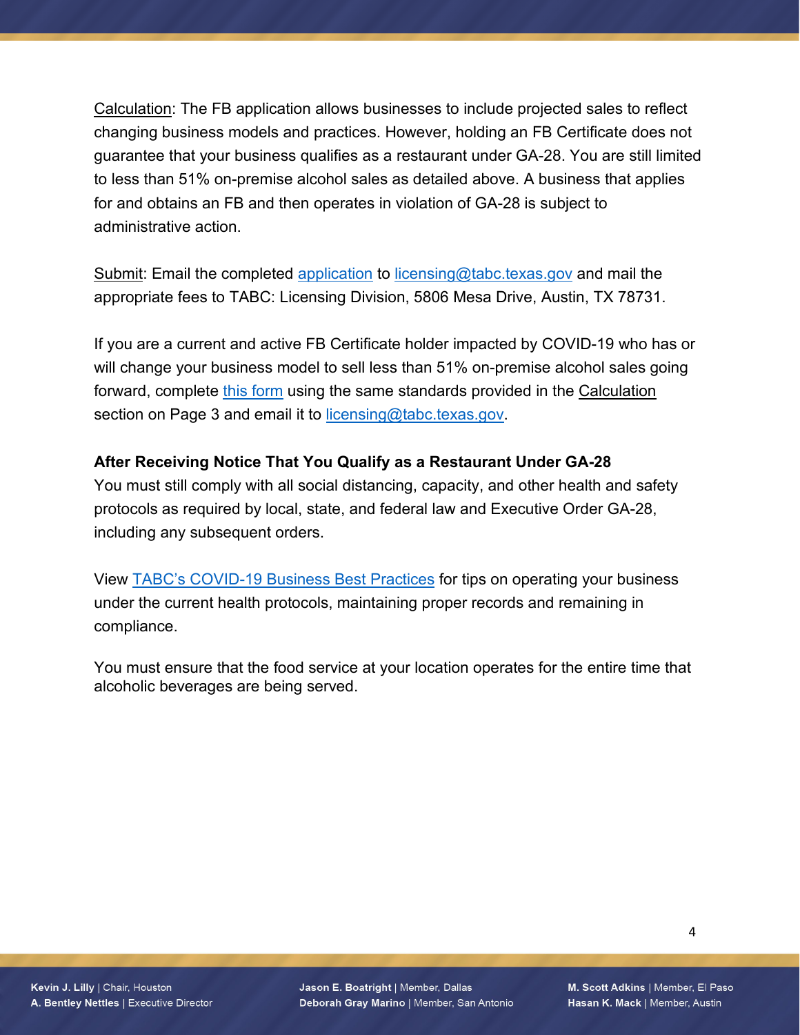Calculation: The FB application allows businesses to include projected sales to reflect changing business models and practices. However, holding an FB Certificate does not guarantee that your business qualifies as a restaurant under GA-28. You are still limited to less than 51% on-premise alcohol sales as detailed above. A business that applies for and obtains an FB and then operates in violation of GA-28 is subject to administrative action.

Submit: Email the completed application to licensing@tabc.texas.gov and mail the appropriate fees to TABC: Licensing Division, 5806 Mesa Drive, Austin, TX 78731.

If you are a current and active FB Certificate holder impacted by COVID-19 who has or will change your business model to sell less than 51% on-premise alcohol sales going forward, complete this form using the same standards provided in the Calculation section on Page 3 and email it to licensing@tabc.texas.gov.

**After Receiving Notice That You Qualify as a Restaurant Under GA-28**

You must still comply with all social distancing, capacity, and other health and safety protocols as required by local, state, and federal law and Executive Order GA-28, including any subsequent orders.

View TABC's COVID-19 Business Best Practices for tips on operating your business under the current health protocols, maintaining proper records and remaining in compliance.

You must ensure that the food service at your location operates for the entire time that alcoholic beverages are being served.